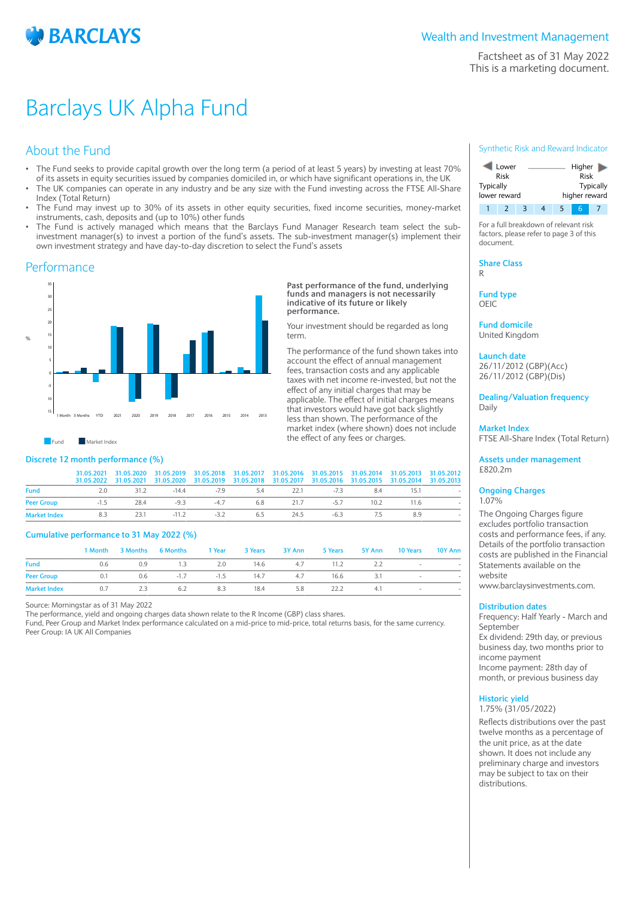# Barclays UK Alpha Fund

Wealth and Investment Management

Factsheet as of 31 May 2022
This is a marketing document.

## About the Fund

- The Fund seeks to provide capital growth over the long term (a period of at least 5 years) by investing at least 70% of its assets in equity securities issued by companies domiciled in, or which have significant operations in, the UK
- The UK companies can operate in any industry and be any size with the Fund investing across the FTSE All-Share Index (Total Return)
- The Fund may invest up to 30% of its assets in other equity securities, fixed income securities, money-market instruments, cash, deposits and (up to 10%) other funds
- The Fund is actively managed which means that the Barclays Fund Manager Research team select the sub-investment manager(s) to invest a portion of the fund's assets. The sub-investment manager(s) implement their own investment strategy and have day-to-day discretion to select the Fund's assets

## Performance

**Past performance of the fund, underlying funds and managers is not necessarily indicative of its future or likely performance.**

Your investment should be regarded as long term.

The performance of the fund shown takes into account the effect of annual management fees, transaction costs and any applicable taxes with net income re-invested, but not the effect of any initial charges that may be applicable. The effect of initial charges means that investors would have got back slightly less than shown. The performance of the market index (where shown) does not include the effect of any fees or charges.

### Discrete 12 month performance (%)

| | 31.05.2021 31.05.2022 | 31.05.2020 31.05.2021 | 31.05.2019 31.05.2020 | 31.05.2018 31.05.2019 | 31.05.2017 31.05.2018 | 31.05.2016 31.05.2017 | 31.05.2015 31.05.2016 | 31.05.2014 31.05.2015 | 31.05.2013 31.05.2014 | 31.05.2012 31.05.2013 |
|---|---|---|---|---|---|---|---|---|---|---|
| Fund | 2.0 | 31.2 | -14.4 | -7.9 | 5.4 | 22.1 | -7.3 | 8.4 | 15.1 | - |
| Peer Group | -1.5 | 28.4 | -9.3 | -4.7 | 6.8 | 21.7 | -5.7 | 10.2 | 11.6 | - |
| Market Index | 8.3 | 23.1 | -11.2 | -3.2 | 6.5 | 24.5 | -6.3 | 7.5 | 8.9 | - |

### Cumulative performance to 31 May 2022 (%)

| | 1 Month | 3 Months | 6 Months | 1 Year | 3 Years | 3Y Ann | 5 Years | 5Y Ann | 10 Years | 10Y Ann |
|---|---|---|---|---|---|---|---|---|---|---|
| Fund | 0.6 | 0.9 | 1.3 | 2.0 | 14.6 | 4.7 | 11.2 | 2.2 | - | - |
| Peer Group | 0.1 | 0.6 | -1.7 | -1.5 | 14.7 | 4.7 | 16.6 | 3.1 | - | - |
| Market Index | 0.7 | 2.3 | 6.2 | 8.3 | 18.4 | 5.8 | 22.2 | 4.1 | - | - |

Source: Morningstar as of 31 May 2022
The performance, yield and ongoing charges data shown relate to the R Income (GBP) class shares.
Fund, Peer Group and Market Index performance calculated on a mid-price to mid-price, total returns basis, for the same currency.
Peer Group: IA UK All Companies

## Synthetic Risk and Reward Indicator

Lower Risk, Typically lower reward — Higher Risk, Typically higher reward

1 | 2 | 3 | 4 | 5 | **6** | 7

For a full breakdown of relevant risk factors, please refer to page 3 of this document.

**Share Class**
R

**Fund type**
OEIC

**Fund domicile**
United Kingdom

**Launch date**
26/11/2012 (GBP)(Acc)
26/11/2012 (GBP)(Dis)

**Dealing/Valuation frequency**
Daily

**Market Index**
FTSE All-Share Index (Total Return)

**Assets under management**
£820.2m

**Ongoing Charges**
1.07%

The Ongoing Charges figure excludes portfolio transaction costs and performance fees, if any. Details of the portfolio transaction costs are published in the Financial Statements available on the website www.barclaysinvestments.com.

**Distribution dates**
Frequency: Half Yearly - March and September
Ex dividend: 29th day, or previous business day, two months prior to income payment
Income payment: 28th day of month, or previous business day

**Historic yield**
1.75% (31/05/2022)

Reflects distributions over the past twelve months as a percentage of the unit price, as at the date shown. It does not include any preliminary charge and investors may be subject to tax on their distributions.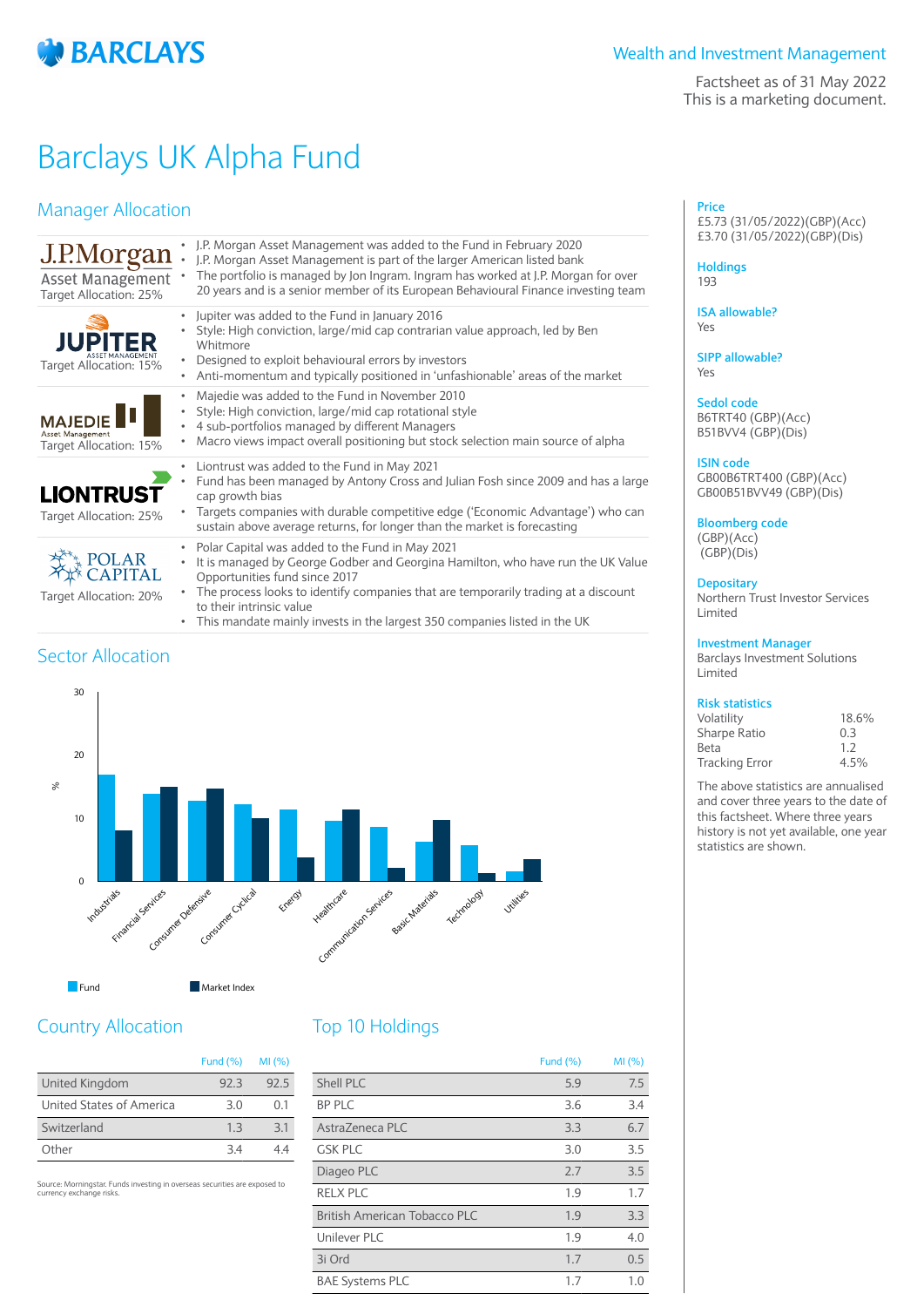# Barclays UK Alpha Fund

Wealth and Investment Management

Factsheet as of 31 May 2022
This is a marketing document.

## Manager Allocation

**J.P.Morgan Asset Management** — Target Allocation: 25%

- J.P. Morgan Asset Management was added to the Fund in February 2020
- J.P. Morgan Asset Management is part of the larger American listed bank
- The portfolio is managed by Jon Ingram. Ingram has worked at J.P. Morgan for over 20 years and is a senior member of its European Behavioural Finance investing team

**Jupiter Asset Management** — Target Allocation: 15%

- Jupiter was added to the Fund in January 2016
- Style: High conviction, large/mid cap contrarian value approach, led by Ben Whitmore
- Designed to exploit behavioural errors by investors
- Anti-momentum and typically positioned in 'unfashionable' areas of the market

**Majedie Asset Management** — Target Allocation: 15%

- Majedie was added to the Fund in November 2010
- Style: High conviction, large/mid cap rotational style
- 4 sub-portfolios managed by different Managers
- Macro views impact overall positioning but stock selection main source of alpha

**Liontrust** — Target Allocation: 25%

- Liontrust was added to the Fund in May 2021
- Fund has been managed by Antony Cross and Julian Fosh since 2009 and has a large cap growth bias
- Targets companies with durable competitive edge ('Economic Advantage') who can sustain above average returns, for longer than the market is forecasting

**Polar Capital** — Target Allocation: 20%

- Polar Capital was added to the Fund in May 2021
- It is managed by George Godber and Georgina Hamilton, who have run the UK Value Opportunities fund since 2017
- The process looks to identify companies that are temporarily trading at a discount to their intrinsic value
- This mandate mainly invests in the largest 350 companies listed in the UK

## Sector Allocation

| Sector | Fund (%) | Market Index (%) |
|---|---|---|
| Industrials | 16.8 | 8.0 |
| Financial Services | 13.8 | 14.9 |
| Consumer Defensive | 12.7 | 14.6 |
| Consumer Cyclical | 12.1 | 9.9 |
| Energy | 11.3 | 3.7 |
| Healthcare | 9.5 | 11.3 |
| Communication Services | 8.5 | 2.0 |
| Basic Materials | 6.2 | 9.7 |
| Technology | 5.6 | 1.2 |
| Utilities | 1.4 | 3.4 |

## Country Allocation

| | Fund (%) | MI (%) |
|---|---|---|
| United Kingdom | 92.3 | 92.5 |
| United States of America | 3.0 | 0.1 |
| Switzerland | 1.3 | 3.1 |
| Other | 3.4 | 4.4 |

Source: Morningstar. Funds investing in overseas securities are exposed to currency exchange risks.

## Top 10 Holdings

| | Fund (%) | MI (%) |
|---|---|---|
| Shell PLC | 5.9 | 7.5 |
| BP PLC | 3.6 | 3.4 |
| AstraZeneca PLC | 3.3 | 6.7 |
| GSK PLC | 3.0 | 3.5 |
| Diageo PLC | 2.7 | 3.5 |
| RELX PLC | 1.9 | 1.7 |
| British American Tobacco PLC | 1.9 | 3.3 |
| Unilever PLC | 1.9 | 4.0 |
| 3i Ord | 1.7 | 0.5 |
| BAE Systems PLC | 1.7 | 1.0 |

**Price**
£5.73 (31/05/2022)(GBP)(Acc)
£3.70 (31/05/2022)(GBP)(Dis)

**Holdings**
193

**ISA allowable?**
Yes

**SIPP allowable?**
Yes

**Sedol code**
B6TRT40 (GBP)(Acc)
B51BVV4 (GBP)(Dis)

**ISIN code**
GB00B6TRT400 (GBP)(Acc)
GB00B51BVV49 (GBP)(Dis)

**Bloomberg code**
(GBP)(Acc)
(GBP)(Dis)

**Depositary**
Northern Trust Investor Services Limited

**Investment Manager**
Barclays Investment Solutions Limited

**Risk statistics**

| | |
|---|---|
| Volatility | 18.6% |
| Sharpe Ratio | 0.3 |
| Beta | 1.2 |
| Tracking Error | 4.5% |

The above statistics are annualised and cover three years to the date of this factsheet. Where three years history is not yet available, one year statistics are shown.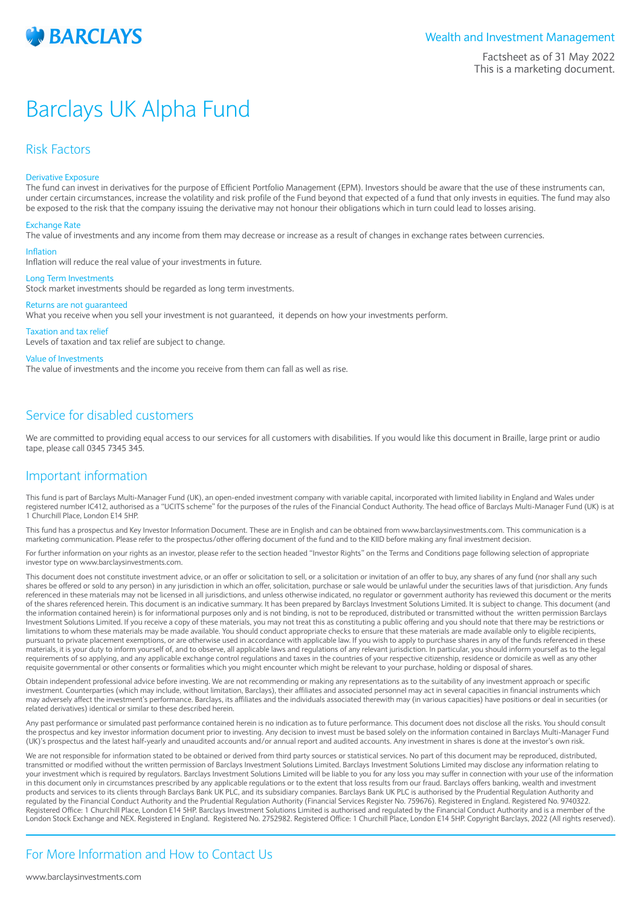# Barclays UK Alpha Fund

## Risk Factors

### Derivative Exposure

The fund can invest in derivatives for the purpose of Efficient Portfolio Management (EPM). Investors should be aware that the use of these instruments can, under certain circumstances, increase the volatility and risk profile of the Fund beyond that expected of a fund that only invests in equities. The fund may also be exposed to the risk that the company issuing the derivative may not honour their obligations which in turn could lead to losses arising.

### Exchange Rate

The value of investments and any income from them may decrease or increase as a result of changes in exchange rates between currencies.

### Inflation

Inflation will reduce the real value of your investments in future.

### Long Term Investments

Stock market investments should be regarded as long term investments.

### Returns are not guaranteed

What you receive when you sell your investment is not guaranteed, it depends on how your investments perform.

### Taxation and tax relief

Levels of taxation and tax relief are subject to change.

### Value of Investments

The value of investments and the income you receive from them can fall as well as rise.

## Service for disabled customers

We are committed to providing equal access to our services for all customers with disabilities. If you would like this document in Braille, large print or audio tape, please call 0345 7345 345.

## Important information

This fund is part of Barclays Multi-Manager Fund (UK), an open-ended investment company with variable capital, incorporated with limited liability in England and Wales under registered number IC412, authorised as a "UCITS scheme" for the purposes of the rules of the Financial Conduct Authority. The head office of Barclays Multi-Manager Fund (UK) is at 1 Churchill Place, London E14 5HP.

This fund has a prospectus and Key Investor Information Document. These are in English and can be obtained from www.barclaysinvestments.com. This communication is a marketing communication. Please refer to the prospectus/other offering document of the fund and to the KIID before making any final investment decision.

For further information on your rights as an investor, please refer to the section headed "Investor Rights" on the Terms and Conditions page following selection of appropriate investor type on www.barclaysinvestments.com.

This document does not constitute investment advice, or an offer or solicitation to sell, or a solicitation or invitation of an offer to buy, any shares of any fund (nor shall any such shares be offered or sold to any person) in any jurisdiction in which an offer, solicitation, purchase or sale would be unlawful under the securities laws of that jurisdiction. Any funds referenced in these materials may not be licensed in all jurisdictions, and unless otherwise indicated, no regulator or government authority has reviewed this document or the merits of the shares referenced herein. This document is an indicative summary. It has been prepared by Barclays Investment Solutions Limited. It is subject to change. This document (and the information contained herein) is for informational purposes only and is not binding, is not to be reproduced, distributed or transmitted without the written permission Barclays Investment Solutions Limited. If you receive a copy of these materials, you may not treat this as constituting a public offering and you should note that there may be restrictions or limitations to whom these materials may be made available. You should conduct appropriate checks to ensure that these materials are made available only to eligible recipients, pursuant to private placement exemptions, or are otherwise used in accordance with applicable law. If you wish to apply to purchase shares in any of the funds referenced in these materials, it is your duty to inform yourself of, and to observe, all applicable laws and regulations of any relevant jurisdiction. In particular, you should inform yourself as to the legal requirements of so applying, and any applicable exchange control regulations and taxes in the countries of your respective citizenship, residence or domicile as well as any other requisite governmental or other consents or formalities which you might encounter which might be relevant to your purchase, holding or disposal of shares.

Obtain independent professional advice before investing. We are not recommending or making any representations as to the suitability of any investment approach or specific investment. Counterparties (which may include, without limitation, Barclays), their affiliates and associated personnel may act in several capacities in financial instruments which may adversely affect the investment's performance. Barclays, its affiliates and the individuals associated therewith may (in various capacities) have positions or deal in securities (or related derivatives) identical or similar to these described herein.

Any past performance or simulated past performance contained herein is no indication as to future performance. This document does not disclose all the risks. You should consult the prospectus and key investor information document prior to investing. Any decision to invest must be based solely on the information contained in Barclays Multi-Manager Fund (UK)'s prospectus and the latest half-yearly and unaudited accounts and/or annual report and audited accounts. Any investment in shares is done at the investor's own risk.

We are not responsible for information stated to be obtained or derived from third party sources or statistical services. No part of this document may be reproduced, distributed, transmitted or modified without the written permission of Barclays Investment Solutions Limited. Barclays Investment Solutions Limited may disclose any information relating to your investment which is required by regulators. Barclays Investment Solutions Limited will be liable to you for any loss you may suffer in connection with your use of the information in this document only in circumstances prescribed by any applicable regulations or to the extent that loss results from our fraud. Barclays offers banking, wealth and investment products and services to its clients through Barclays Bank UK PLC, and its subsidiary companies. Barclays Bank UK PLC is authorised by the Prudential Regulation Authority and regulated by the Financial Conduct Authority and the Prudential Regulation Authority (Financial Services Register No. 759676). Registered in England. Registered No. 9740322. Registered Office: 1 Churchill Place, London E14 5HP. Barclays Investment Solutions Limited is authorised and regulated by the Financial Conduct Authority and is a member of the London Stock Exchange and NEX. Registered in England. Registered No. 2752982. Registered Office: 1 Churchill Place, London E14 5HP. Copyright Barclays, 2022 (All rights reserved).

## For More Information and How to Contact Us

www.barclaysinvestments.com